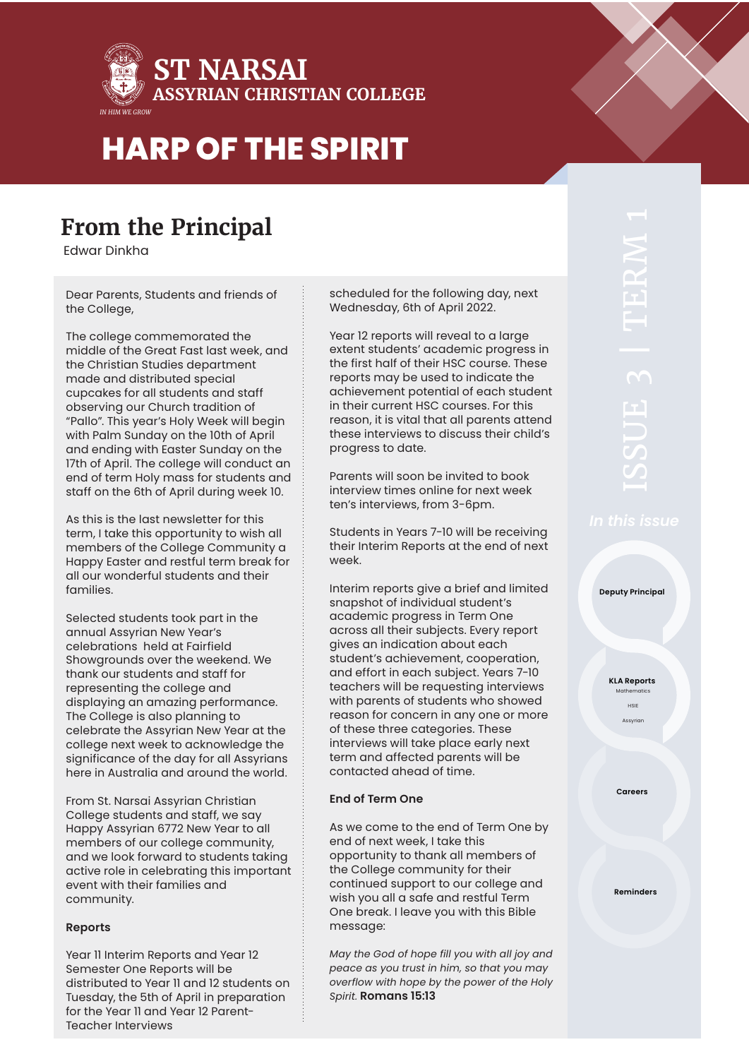# ST NARSAI ASSYRIAN CHRISTIAN COLLEGE

IN HIM WE GROW

# HARP OF THE SPIRIT

ISSUE 3 | TERM 1

## From the Principal

Edwar Dinkha

Dear Parents, Students and friends of the College,

The college commemorated the middle of the Great Fast last week, and the Christian Studies department made and distributed special cupcakes for all students and staff observing our Church tradition of "Pallo". This year's Holy Week will begin with Palm Sunday on the 10th of April and ending with Easter Sunday on the 17th of April. The college will conduct an end of term Holy mass for students and staff on the 6th of April during week 10.

As this is the last newsletter for this term, I take this opportunity to wish all members of the College Community a Happy Easter and restful term break for all our wonderful students and their families.

Selected students took part in the annual Assyrian New Year's celebrations held at Fairfield Showgrounds over the weekend. We thank our students and staff for representing the college and displaying an amazing performance. The College is also planning to celebrate the Assyrian New Year at the college next week to acknowledge the significance of the day for all Assyrians here in Australia and around the world.

From St. Narsai Assyrian Christian College students and staff, we say Happy Assyrian 6772 New Year to all members of our college community, and we look forward to students taking active role in celebrating this important event with their families and community.

**Reports**

Year 11 Interim Reports and Year 12 Semester One Reports will be distributed to Year 11 and 12 students on Tuesday, the 5th of April in preparation for the Year 11 and Year 12 Parent-Teacher Interviews scheduled for the following day, next Wednesday, 6th of April 2022.

Year 12 reports will reveal to a large extent students' academic progress in the first half of their HSC course. These reports may be used to indicate the achievement potential of each student in their current HSC courses. For this reason, it is vital that all parents attend these interviews to discuss their child's progress to date.

Parents will soon be invited to book interview times online for next week ten's interviews, from 3-6pm.

Students in Years 7-10 will be receiving their Interim Reports at the end of next week.

Interim reports give a brief and limited snapshot of individual student's academic progress in Term One across all their subjects. Every report gives an indication about each student's achievement, cooperation, and effort in each subject. Years 7-10 teachers will be requesting interviews with parents of students who showed reason for concern in any one or more of these three categories. These interviews will take place early next term and affected parents will be contacted ahead of time.

**End of Term One**

As we come to the end of Term One by end of next week, I take this opportunity to thank all members of the College community for their continued support to our college and wish you all a safe and restful Term One break. I leave you with this Bible message:

*May the God of hope fill you with all joy and peace as you trust in him, so that you may overflow with hope by the power of the Holy Spirit.* **Romans 15:13**

*In this issue*

- **Deputy Principal**
- **KLA Reports**
  - Mathematics
  - HSIE
  - Assyrian
- **Careers**
- **Reminders**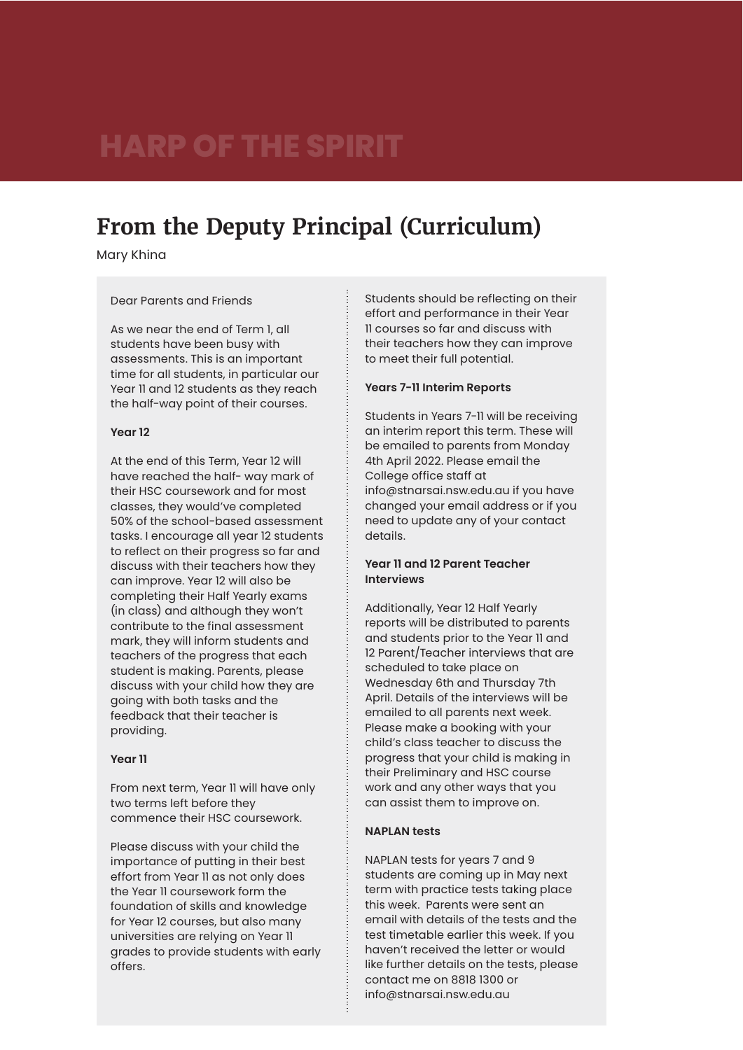# From the Deputy Principal (Curriculum)

Mary Khina

Dear Parents and Friends

As we near the end of Term 1, all students have been busy with assessments. This is an important time for all students, in particular our Year 11 and 12 students as they reach the half-way point of their courses.

**Year 12**

At the end of this Term, Year 12 will have reached the half- way mark of their HSC coursework and for most classes, they would've completed 50% of the school-based assessment tasks. I encourage all year 12 students to reflect on their progress so far and discuss with their teachers how they can improve. Year 12 will also be completing their Half Yearly exams (in class) and although they won't contribute to the final assessment mark, they will inform students and teachers of the progress that each student is making. Parents, please discuss with your child how they are going with both tasks and the feedback that their teacher is providing.

**Year 11**

From next term, Year 11 will have only two terms left before they commence their HSC coursework.

Please discuss with your child the importance of putting in their best effort from Year 11 as not only does the Year 11 coursework form the foundation of skills and knowledge for Year 12 courses, but also many universities are relying on Year 11 grades to provide students with early offers.

Students should be reflecting on their effort and performance in their Year 11 courses so far and discuss with their teachers how they can improve to meet their full potential.

**Years 7-11 Interim Reports**

Students in Years 7-11 will be receiving an interim report this term. These will be emailed to parents from Monday 4th April 2022. Please email the College office staff at info@stnarsai.nsw.edu.au if you have changed your email address or if you need to update any of your contact details.

**Year 11 and 12 Parent Teacher Interviews**

Additionally, Year 12 Half Yearly reports will be distributed to parents and students prior to the Year 11 and 12 Parent/Teacher interviews that are scheduled to take place on Wednesday 6th and Thursday 7th April. Details of the interviews will be emailed to all parents next week. Please make a booking with your child's class teacher to discuss the progress that your child is making in their Preliminary and HSC course work and any other ways that you can assist them to improve on.

**NAPLAN tests**

NAPLAN tests for years 7 and 9 students are coming up in May next term with practice tests taking place this week. Parents were sent an email with details of the tests and the test timetable earlier this week. If you haven't received the letter or would like further details on the tests, please contact me on 8818 1300 or info@stnarsai.nsw.edu.au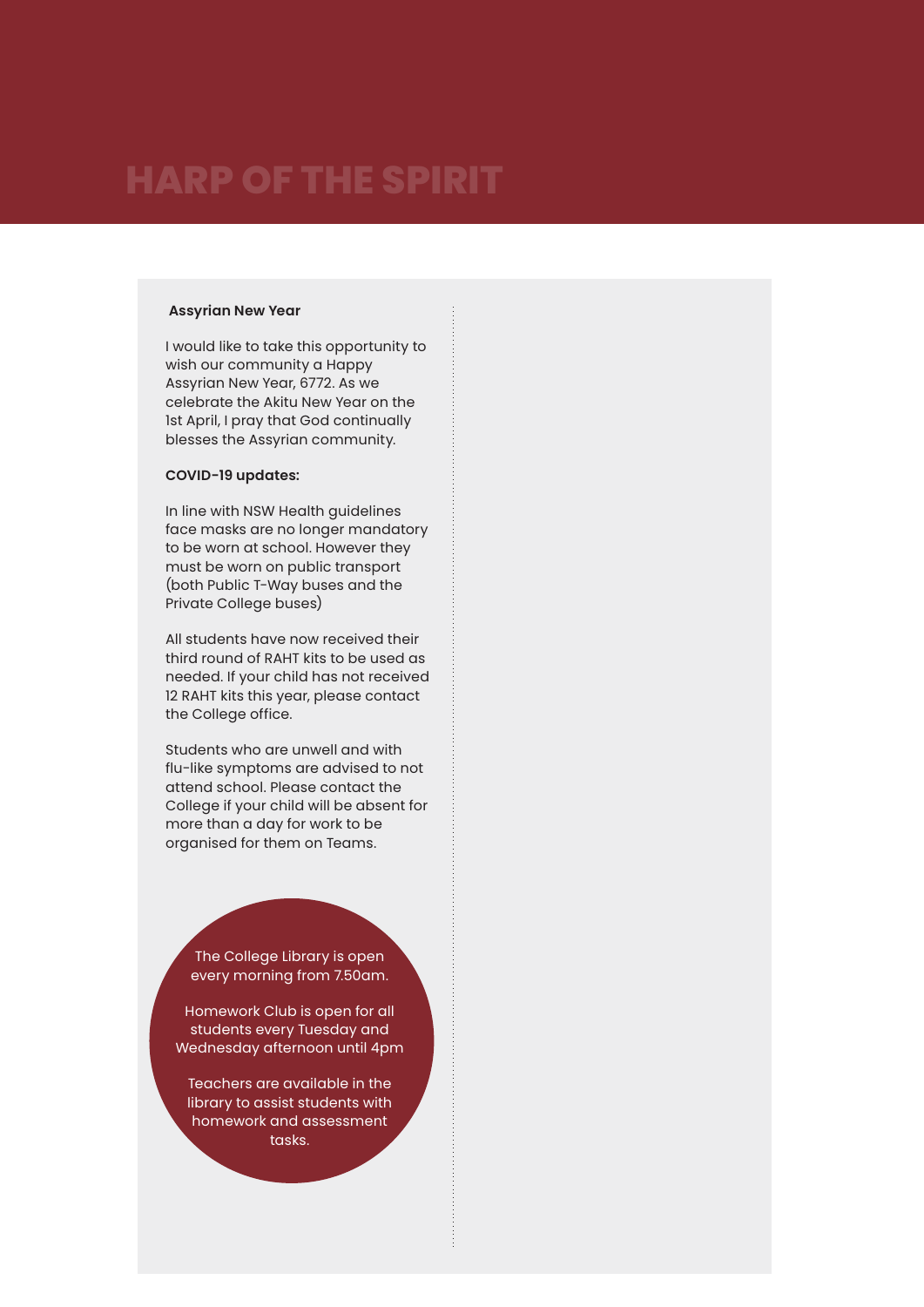# HARP OF THE SPIRIT

**Assyrian New Year**

I would like to take this opportunity to wish our community a Happy Assyrian New Year, 6772. As we celebrate the Akitu New Year on the 1st April, I pray that God continually blesses the Assyrian community.

**COVID-19 updates:**

In line with NSW Health guidelines face masks are no longer mandatory to be worn at school. However they must be worn on public transport (both Public T-Way buses and the Private College buses)

All students have now received their third round of RAHT kits to be used as needed. If your child has not received 12 RAHT kits this year, please contact the College office.

Students who are unwell and with flu-like symptoms are advised to not attend school. Please contact the College if your child will be absent for more than a day for work to be organised for them on Teams.

The College Library is open every morning from 7.50am.

Homework Club is open for all students every Tuesday and Wednesday afternoon until 4pm

Teachers are available in the library to assist students with homework and assessment tasks.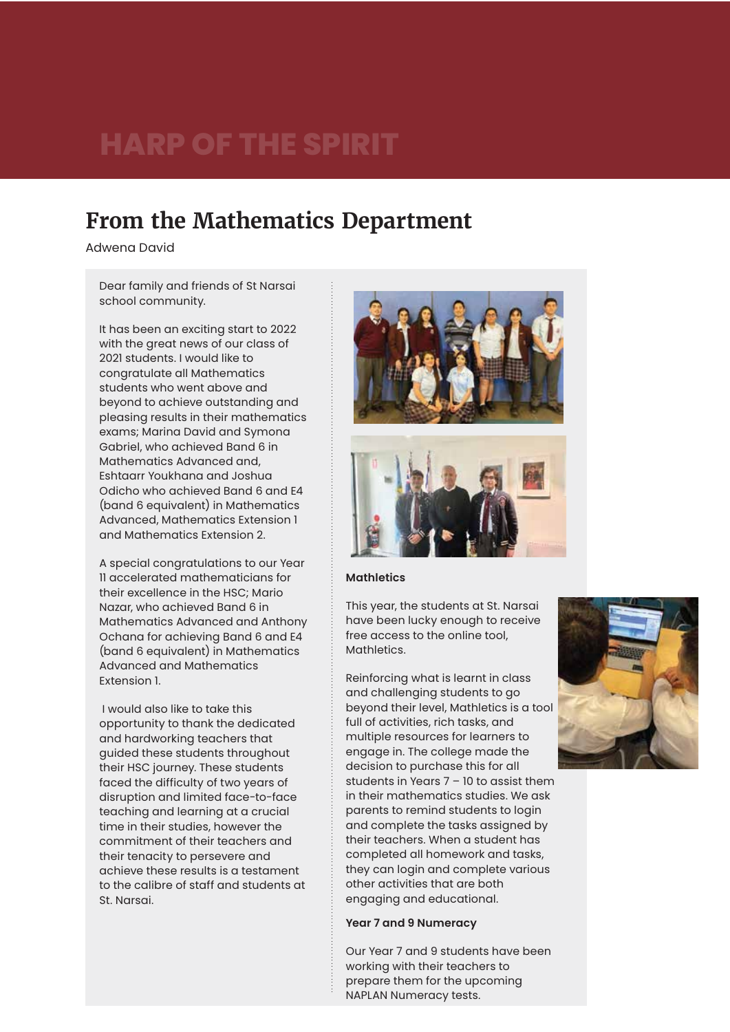# From the Mathematics Department

Adwena David

Dear family and friends of St Narsai school community.

It has been an exciting start to 2022 with the great news of our class of 2021 students. I would like to congratulate all Mathematics students who went above and beyond to achieve outstanding and pleasing results in their mathematics exams; Marina David and Symona Gabriel, who achieved Band 6 in Mathematics Advanced and, Eshtaarr Youkhana and Joshua Odicho who achieved Band 6 and E4 (band 6 equivalent) in Mathematics Advanced, Mathematics Extension 1 and Mathematics Extension 2.

A special congratulations to our Year 11 accelerated mathematicians for their excellence in the HSC; Mario Nazar, who achieved Band 6 in Mathematics Advanced and Anthony Ochana for achieving Band 6 and E4 (band 6 equivalent) in Mathematics Advanced and Mathematics Extension 1.

I would also like to take this opportunity to thank the dedicated and hardworking teachers that guided these students throughout their HSC journey. These students faced the difficulty of two years of disruption and limited face-to-face teaching and learning at a crucial time in their studies, however the commitment of their teachers and their tenacity to persevere and achieve these results is a testament to the calibre of staff and students at St. Narsai.

**Mathletics**

This year, the students at St. Narsai have been lucky enough to receive free access to the online tool, Mathletics.

Reinforcing what is learnt in class and challenging students to go beyond their level, Mathletics is a tool full of activities, rich tasks, and multiple resources for learners to engage in. The college made the decision to purchase this for all students in Years 7 – 10 to assist them in their mathematics studies. We ask parents to remind students to login and complete the tasks assigned by their teachers. When a student has completed all homework and tasks, they can login and complete various other activities that are both engaging and educational.

**Year 7 and 9 Numeracy**

Our Year 7 and 9 students have been working with their teachers to prepare them for the upcoming NAPLAN Numeracy tests.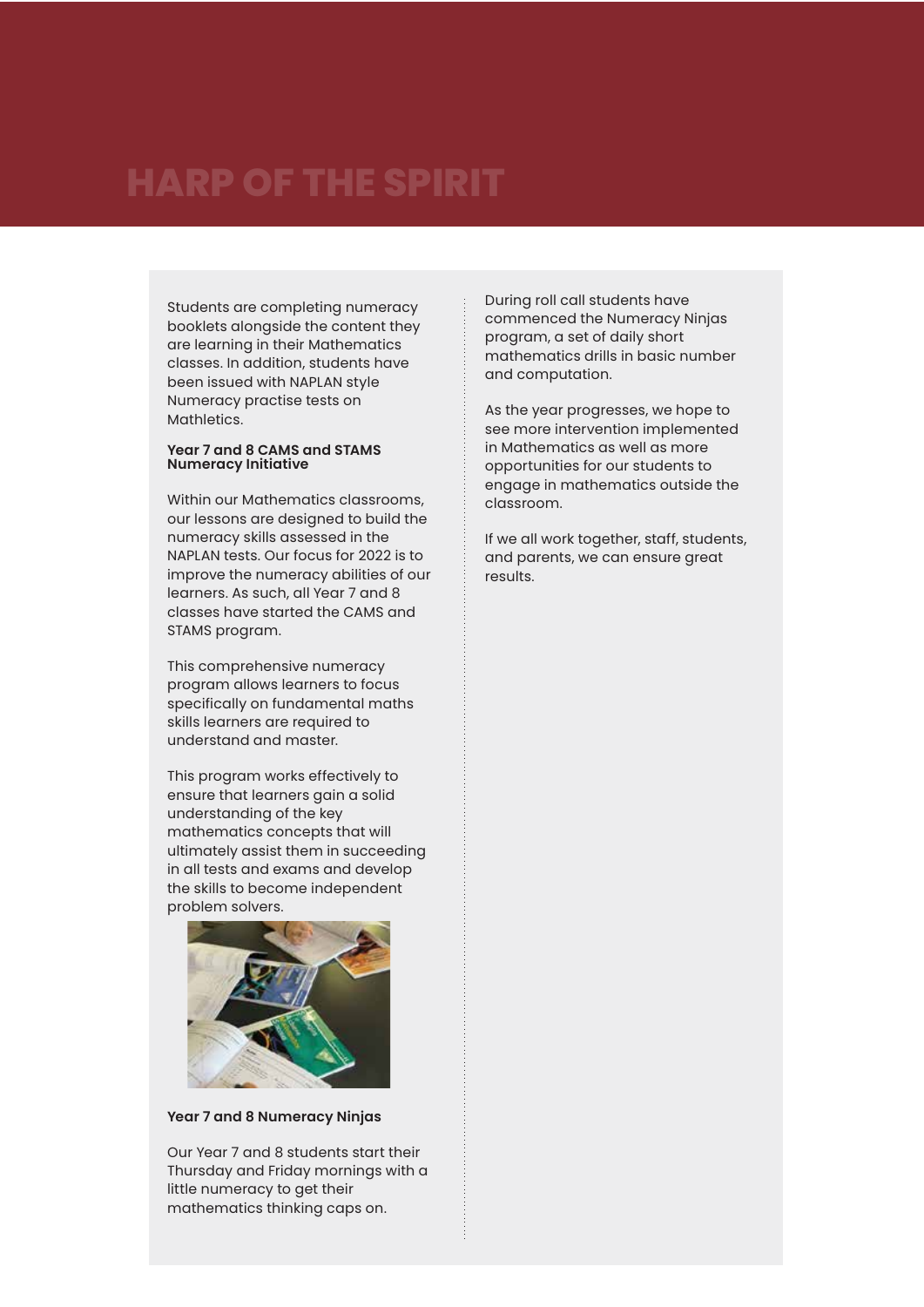# HARP OF THE SPIRIT

Students are completing numeracy booklets alongside the content they are learning in their Mathematics classes. In addition, students have been issued with NAPLAN style Numeracy practise tests on Mathletics.

**Year 7 and 8 CAMS and STAMS Numeracy Initiative**

Within our Mathematics classrooms, our lessons are designed to build the numeracy skills assessed in the NAPLAN tests. Our focus for 2022 is to improve the numeracy abilities of our learners. As such, all Year 7 and 8 classes have started the CAMS and STAMS program.

This comprehensive numeracy program allows learners to focus specifically on fundamental maths skills learners are required to understand and master.

This program works effectively to ensure that learners gain a solid understanding of the key mathematics concepts that will ultimately assist them in succeeding in all tests and exams and develop the skills to become independent problem solvers.

**Year 7 and 8 Numeracy Ninjas**

Our Year 7 and 8 students start their Thursday and Friday mornings with a little numeracy to get their mathematics thinking caps on.

During roll call students have commenced the Numeracy Ninjas program, a set of daily short mathematics drills in basic number and computation.

As the year progresses, we hope to see more intervention implemented in Mathematics as well as more opportunities for our students to engage in mathematics outside the classroom.

If we all work together, staff, students, and parents, we can ensure great results.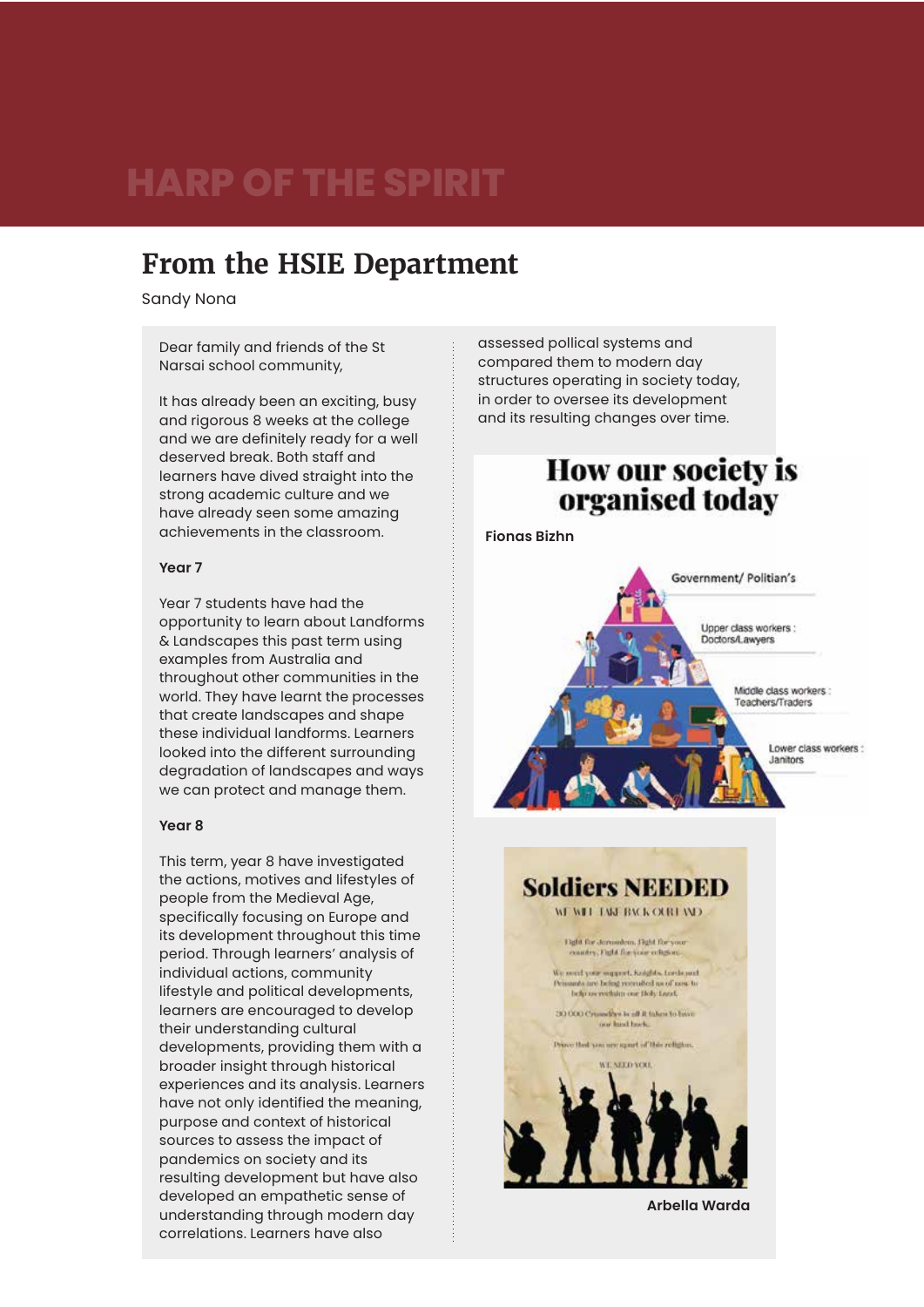# From the HSIE Department

Sandy Nona

Dear family and friends of the St Narsai school community,

It has already been an exciting, busy and rigorous 8 weeks at the college and we are definitely ready for a well deserved break. Both staff and learners have dived straight into the strong academic culture and we have already seen some amazing achievements in the classroom.

**Year 7**

Year 7 students have had the opportunity to learn about Landforms & Landscapes this past term using examples from Australia and throughout other communities in the world. They have learnt the processes that create landscapes and shape these individual landforms. Learners looked into the different surrounding degradation of landscapes and ways we can protect and manage them.

**Year 8**

This term, year 8 have investigated the actions, motives and lifestyles of people from the Medieval Age, specifically focusing on Europe and its development throughout this time period. Through learners' analysis of individual actions, community lifestyle and political developments, learners are encouraged to develop their understanding cultural developments, providing them with a broader insight through historical experiences and its analysis. Learners have not only identified the meaning, purpose and context of historical sources to assess the impact of pandemics on society and its resulting development but have also developed an empathetic sense of understanding through modern day correlations. Learners have also assessed pollical systems and compared them to modern day structures operating in society today, in order to oversee its development and its resulting changes over time.

**Fionas Bizhn**

**Arbella Warda**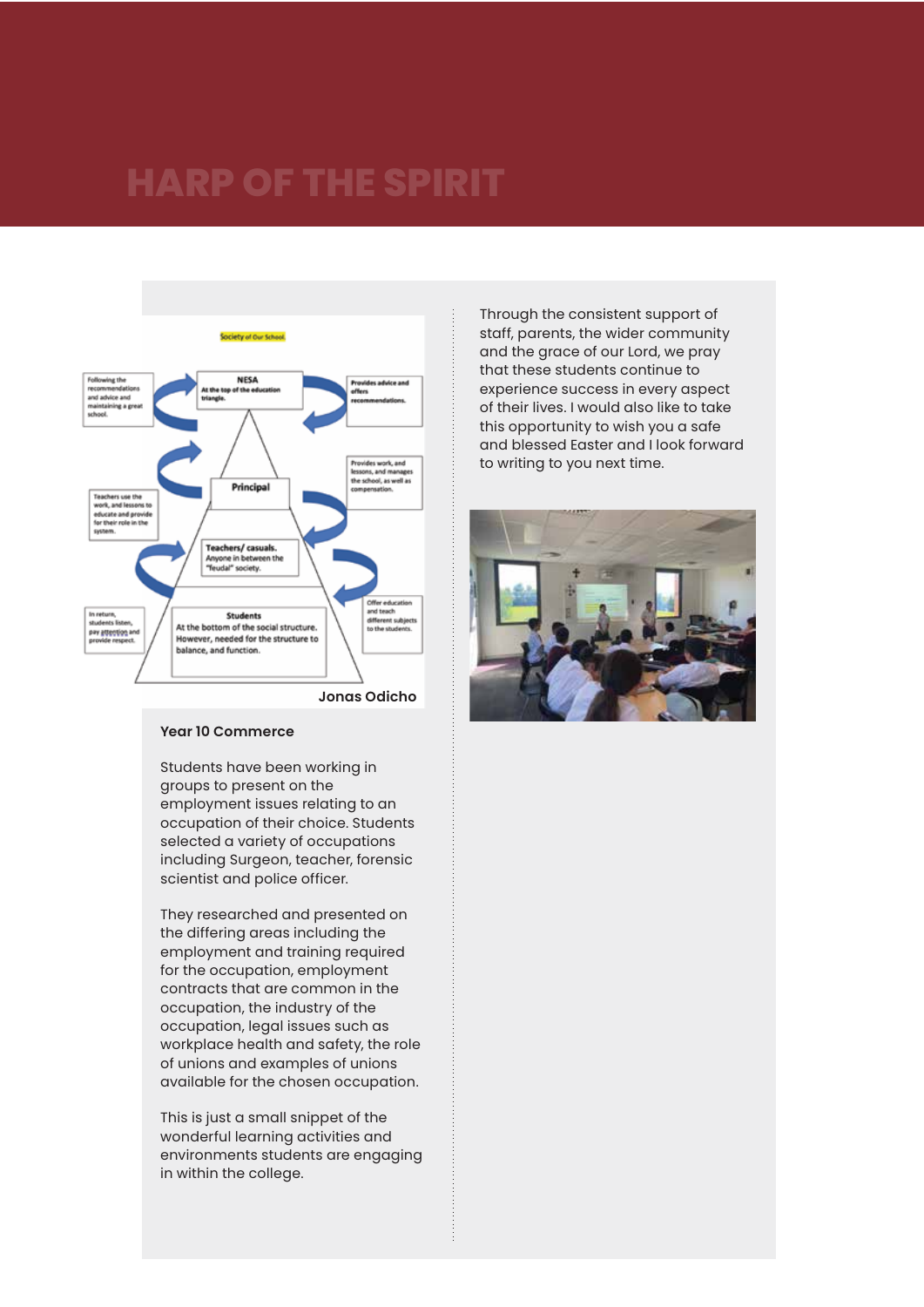# HARP OF THE SPIRIT

Society of Our School

NESA
At the top of the education triangle.

Following the recommendations and advice and maintaining a great school.

Provides advice and offers recommendations.

Principal

Provides work, and lessons, and manages the school, as well as compensation.

Teachers use the work, and lessons to educate and provide for their role in the system.

Teachers/ casuals.
Anyone in between the "feudal" society.

Offer education and teach different subjects to the students.

In return, students listen, pay attention and provide respect.

Students
At the bottom of the social structure. However, needed for the structure to balance, and function.

Jonas Odicho

**Year 10 Commerce**

Students have been working in groups to present on the employment issues relating to an occupation of their choice. Students selected a variety of occupations including Surgeon, teacher, forensic scientist and police officer.

They researched and presented on the differing areas including the employment and training required for the occupation, employment contracts that are common in the occupation, the industry of the occupation, legal issues such as workplace health and safety, the role of unions and examples of unions available for the chosen occupation.

This is just a small snippet of the wonderful learning activities and environments students are engaging in within the college.

Through the consistent support of staff, parents, the wider community and the grace of our Lord, we pray that these students continue to experience success in every aspect of their lives. I would also like to take this opportunity to wish you a safe and blessed Easter and I look forward to writing to you next time.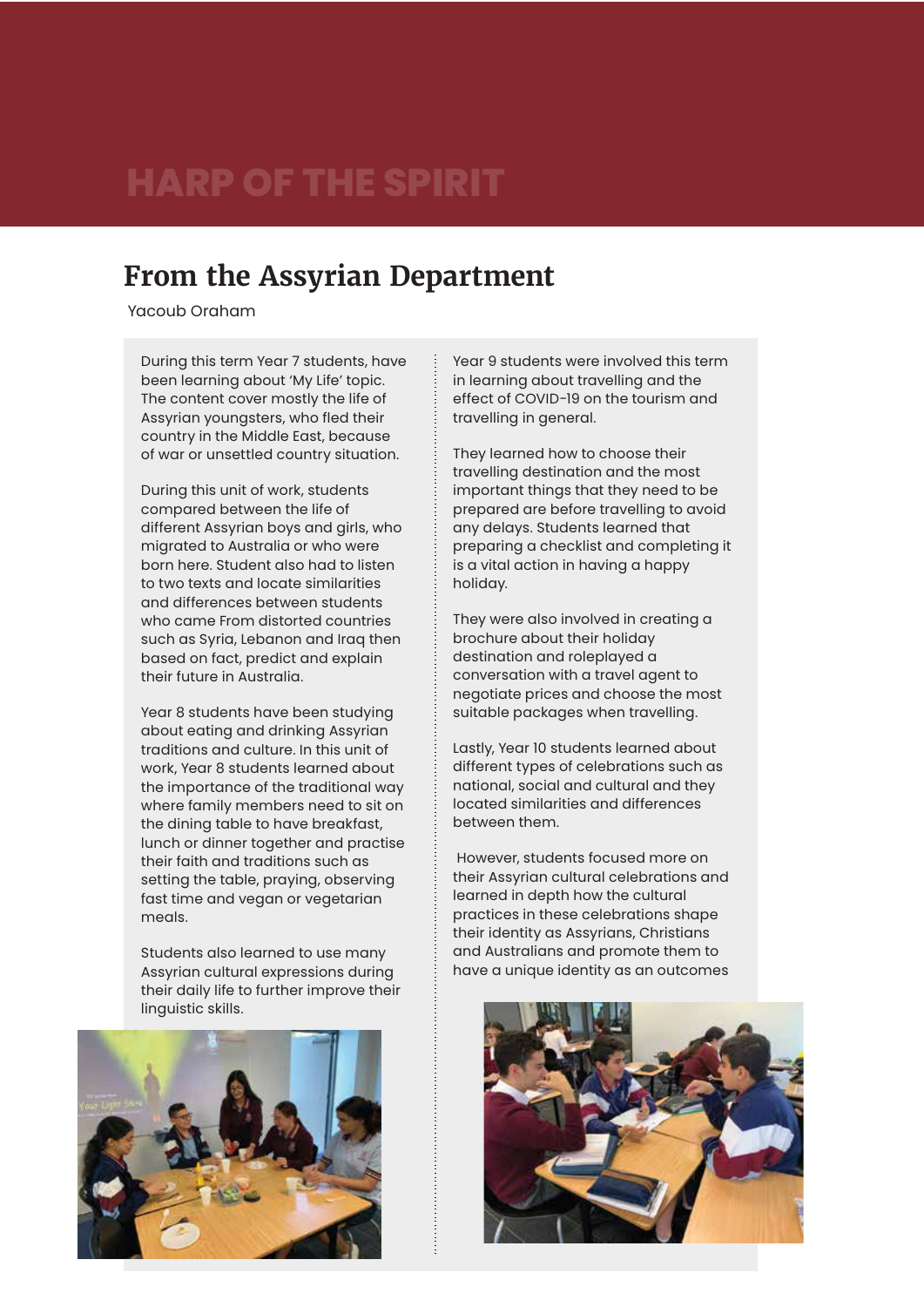# HARP OF THE SPIRIT

## From the Assyrian Department

Yacoub Oraham

During this term Year 7 students, have been learning about 'My Life' topic. The content cover mostly the life of Assyrian youngsters, who fled their country in the Middle East, because of war or unsettled country situation.

During this unit of work, students compared between the life of different Assyrian boys and girls, who migrated to Australia or who were born here. Student also had to listen to two texts and locate similarities and differences between students who came From distorted countries such as Syria, Lebanon and Iraq then based on fact, predict and explain their future in Australia.

Year 8 students have been studying about eating and drinking Assyrian traditions and culture. In this unit of work, Year 8 students learned about the importance of the traditional way where family members need to sit on the dining table to have breakfast, lunch or dinner together and practise their faith and traditions such as setting the table, praying, observing fast time and vegan or vegetarian meals.

Students also learned to use many Assyrian cultural expressions during their daily life to further improve their linguistic skills.

Year 9 students were involved this term in learning about travelling and the effect of COVID-19 on the tourism and travelling in general.

They learned how to choose their travelling destination and the most important things that they need to be prepared are before travelling to avoid any delays. Students learned that preparing a checklist and completing it is a vital action in having a happy holiday.

They were also involved in creating a brochure about their holiday destination and roleplayed a conversation with a travel agent to negotiate prices and choose the most suitable packages when travelling.

Lastly, Year 10 students learned about different types of celebrations such as national, social and cultural and they located similarities and differences between them.

However, students focused more on their Assyrian cultural celebrations and learned in depth how the cultural practices in these celebrations shape their identity as Assyrians, Christians and Australians and promote them to have a unique identity as an outcomes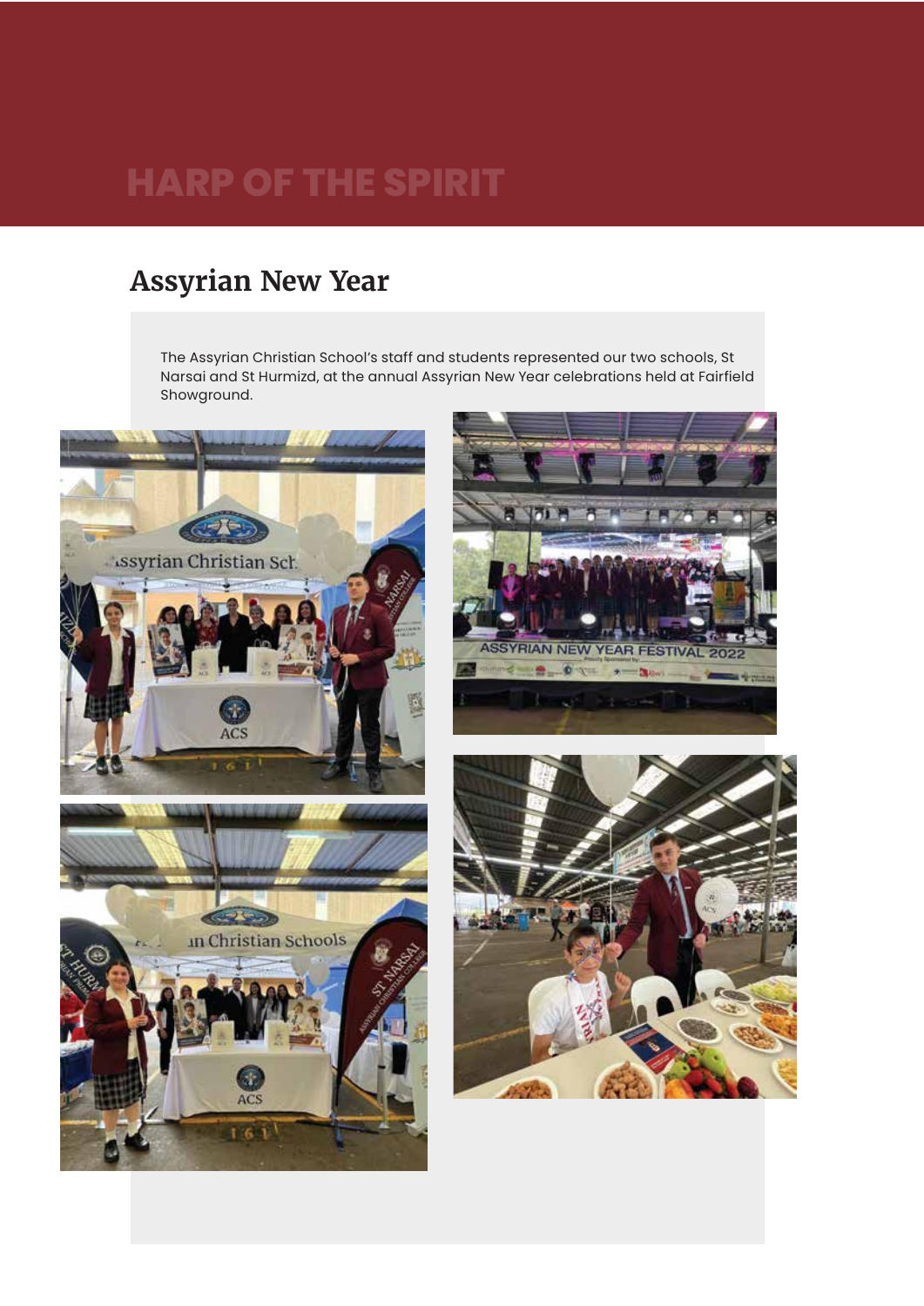# HARP OF THE SPIRIT

## Assyrian New Year

The Assyrian Christian School's staff and students represented our two schools, St Narsai and St Hurmizd, at the annual Assyrian New Year celebrations held at Fairfield Showground.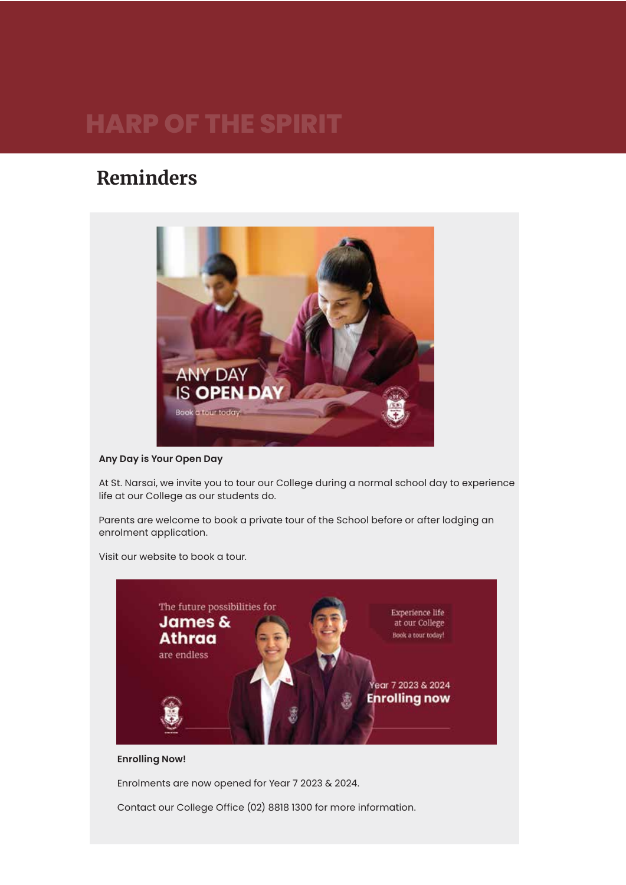# Reminders

**Any Day is Your Open Day**

At St. Narsai, we invite you to tour our College during a normal school day to experience life at our College as our students do.

Parents are welcome to book a private tour of the School before or after lodging an enrolment application.

Visit our website to book a tour.

**Enrolling Now!**

Enrolments are now opened for Year 7 2023 & 2024.

Contact our College Office (02) 8818 1300 for more information.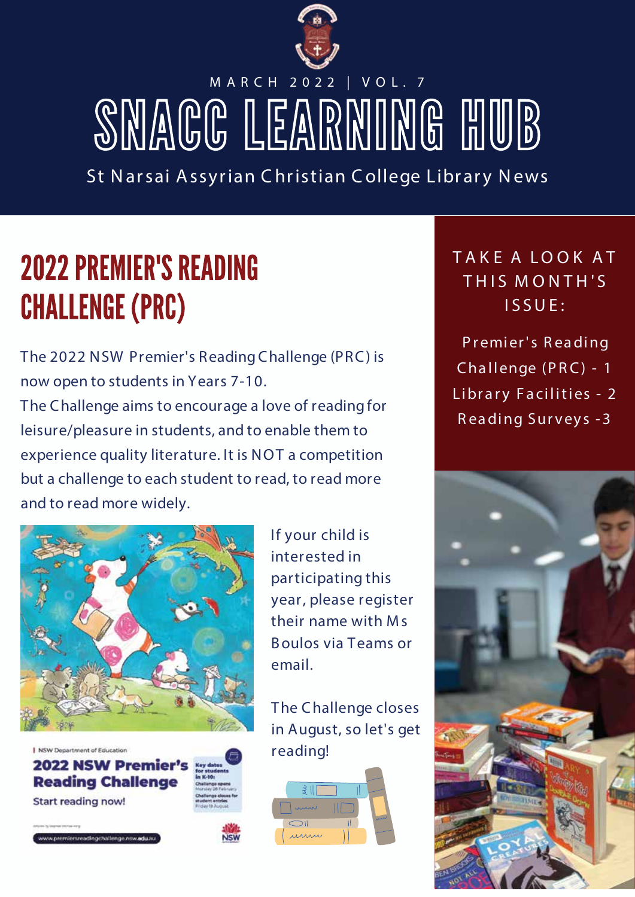MARCH 2022 | VOL. 7

# SNACC LEARNING HUB

St Narsai Assyrian Christian College Library News

## 2022 PREMIER'S READING CHALLENGE (PRC)

The 2022 NSW Premier's Reading Challenge (PRC) is now open to students in Years 7-10.
The Challenge aims to encourage a love of reading for leisure/pleasure in students, and to enable them to experience quality literature. It is NOT a competition but a challenge to each student to read, to read more and to read more widely.

If your child is interested in participating this year, please register their name with Ms Boulos via Teams or email.

The Challenge closes in August, so let's get reading!

TAKE A LOOK AT THIS MONTH'S ISSUE:

- Premier's Reading Challenge (PRC) - 1
- Library Facilities - 2
- Reading Surveys - 3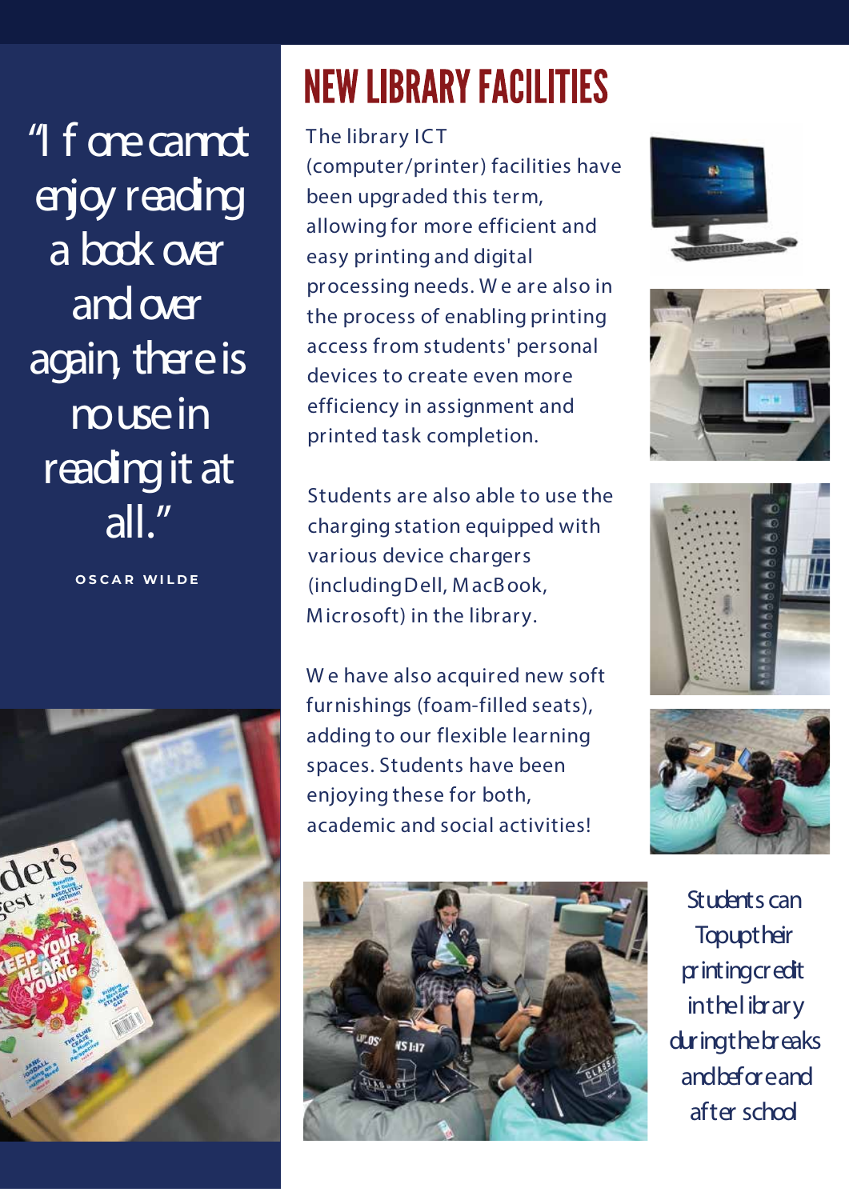> "If one cannot enjoy reading a book over and over again, there is no use in reading it at all."
>
> **OSCAR WILDE**

# NEW LIBRARY FACILITIES

The library ICT (computer/printer) facilities have been upgraded this term, allowing for more efficient and easy printing and digital processing needs. We are also in the process of enabling printing access from students' personal devices to create even more efficiency in assignment and printed task completion.

Students are also able to use the charging station equipped with various device chargers (including Dell, MacBook, Microsoft) in the library.

We have also acquired new soft furnishings (foam-filled seats), adding to our flexible learning spaces. Students have been enjoying these for both, academic and social activities!

Students can Top up their printing credit in the library during the breaks and before and after school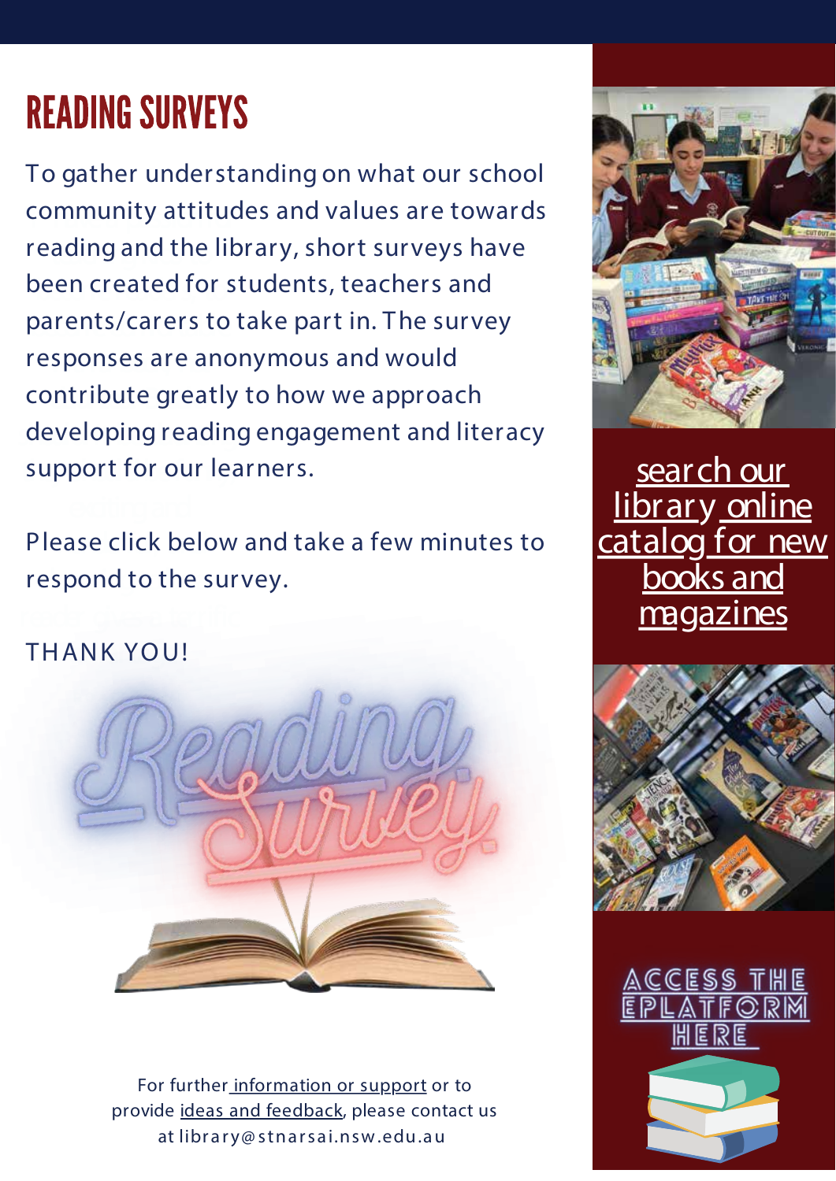# READING SURVEYS

To gather understanding on what our school community attitudes and values are towards reading and the library, short surveys have been created for students, teachers and parents/carers to take part in. The survey responses are anonymous and would contribute greatly to how we approach developing reading engagement and literacy support for our learners.

Please click below and take a few minutes to respond to the survey.

THANK YOU!

Reading Survey

For further information or support or to provide ideas and feedback, please contact us at library@stnarsai.nsw.edu.au

search our library online catalog for new books and magazines

ACCESS THE EPLATFORM HERE